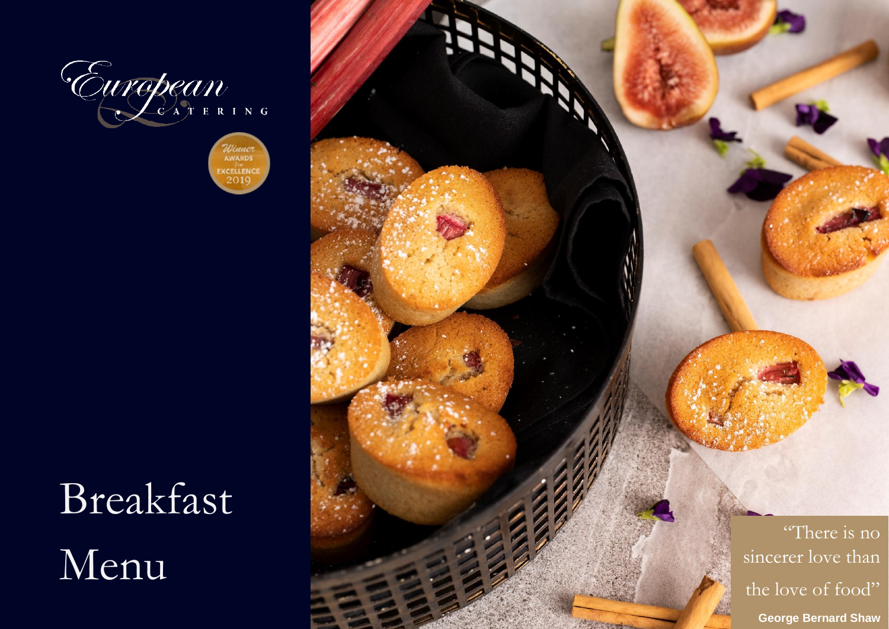European CATERING

Winner AWARDS For EXCELLENCE 2019

# Breakfast Menu

"There is no sincerer love than the love of food"

**George Bernard Shaw**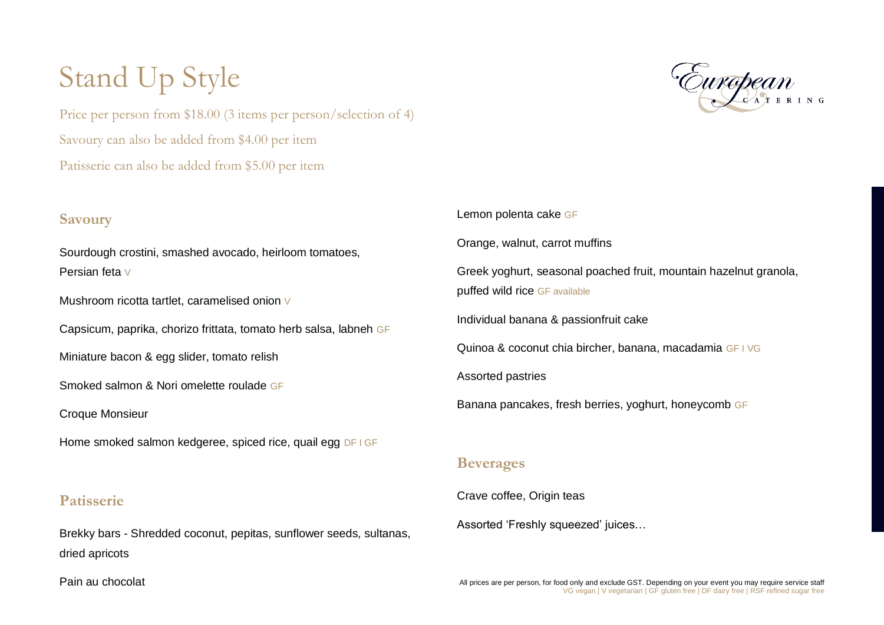# Stand Up Style

Price per person from $18.00 (3 items per person/selection of 4)

Savoury can also be added from $4.00 per item

Patisserie can also be added from $5.00 per item

## Savoury

Sourdough crostini, smashed avocado, heirloom tomatoes, Persian feta V

Mushroom ricotta tartlet, caramelised onion V

Capsicum, paprika, chorizo frittata, tomato herb salsa, labneh GF

Miniature bacon & egg slider, tomato relish

Smoked salmon & Nori omelette roulade GF

Croque Monsieur

Home smoked salmon kedgeree, spiced rice, quail egg DF I GF

## Patisserie

Brekky bars - Shredded coconut, pepitas, sunflower seeds, sultanas, dried apricots

Pain au chocolat

Lemon polenta cake GF

Orange, walnut, carrot muffins

Greek yoghurt, seasonal poached fruit, mountain hazelnut granola, puffed wild rice GF available

Individual banana & passionfruit cake

Quinoa & coconut chia bircher, banana, macadamia GF I VG

Assorted pastries

Banana pancakes, fresh berries, yoghurt, honeycomb GF

## Beverages

Crave coffee, Origin teas

Assorted 'Freshly squeezed' juices…

All prices are per person, for food only and exclude GST. Depending on your event you may require service staff

VG vegan | V vegetarian | GF gluten free | DF dairy free | RSF refined sugar free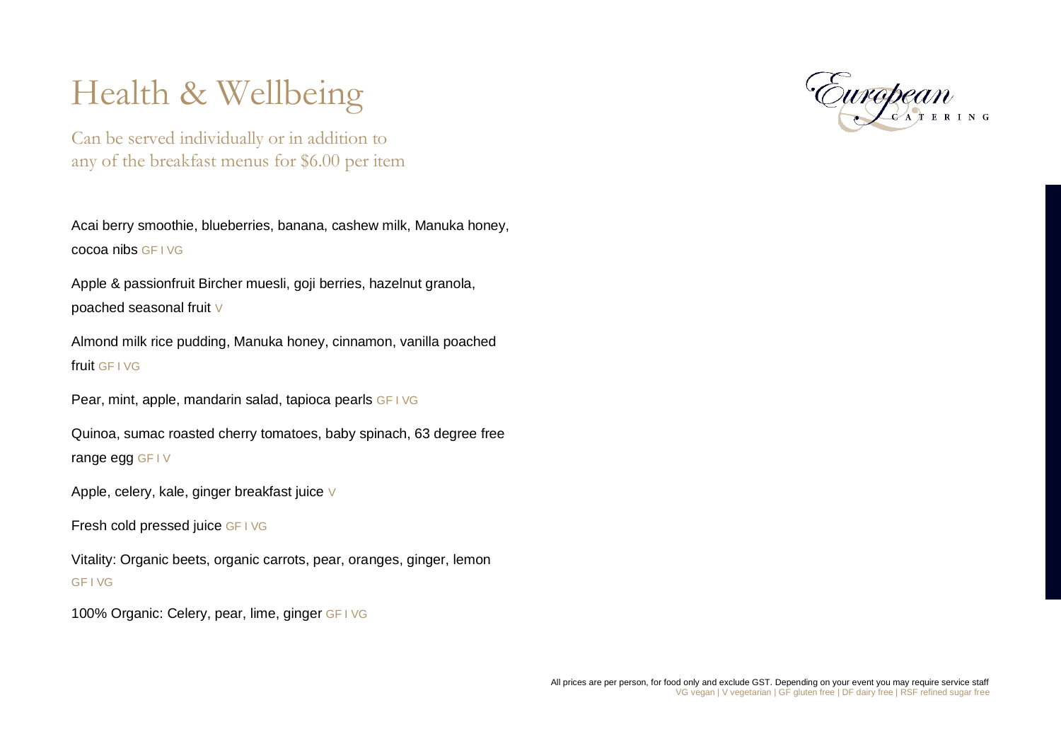# Health & Wellbeing

Can be served individually or in addition to any of the breakfast menus for $6.00 per item

Acai berry smoothie, blueberries, banana, cashew milk, Manuka honey, cocoa nibs GF I VG

Apple & passionfruit Bircher muesli, goji berries, hazelnut granola, poached seasonal fruit V

Almond milk rice pudding, Manuka honey, cinnamon, vanilla poached fruit GF I VG

Pear, mint, apple, mandarin salad, tapioca pearls GF I VG

Quinoa, sumac roasted cherry tomatoes, baby spinach, 63 degree free range egg GF I V

Apple, celery, kale, ginger breakfast juice V

Fresh cold pressed juice GF I VG

Vitality: Organic beets, organic carrots, pear, oranges, ginger, lemon GF I VG

100% Organic: Celery, pear, lime, ginger GF I VG

All prices are per person, for food only and exclude GST. Depending on your event you may require service staff
VG vegan | V vegetarian | GF gluten free | DF dairy free | RSF refined sugar free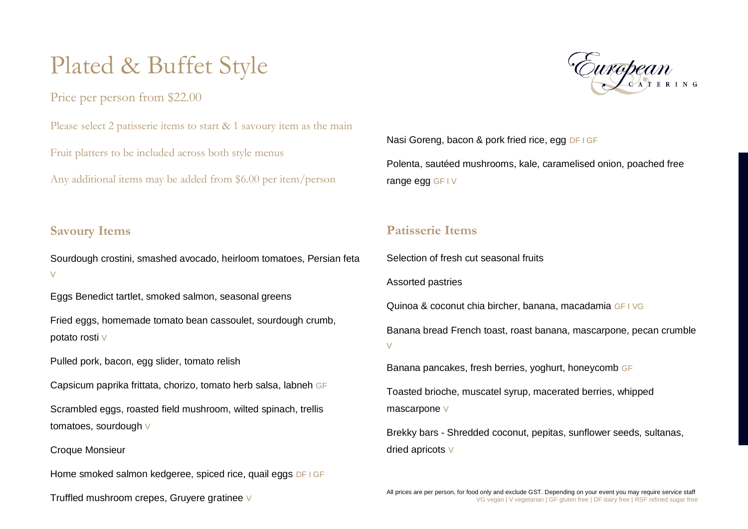# Plated & Buffet Style

Price per person from $22.00

Please select 2 patisserie items to start & 1 savoury item as the main

Fruit platters to be included across both style menus

Any additional items may be added from $6.00 per item/person

## Savoury Items

Sourdough crostini, smashed avocado, heirloom tomatoes, Persian feta V

Eggs Benedict tartlet, smoked salmon, seasonal greens

Fried eggs, homemade tomato bean cassoulet, sourdough crumb, potato rosti V

Pulled pork, bacon, egg slider, tomato relish

Capsicum paprika frittata, chorizo, tomato herb salsa, labneh GF

Scrambled eggs, roasted field mushroom, wilted spinach, trellis tomatoes, sourdough V

Croque Monsieur

Home smoked salmon kedgeree, spiced rice, quail eggs DF I GF

Truffled mushroom crepes, Gruyere gratinee V

Nasi Goreng, bacon & pork fried rice, egg DF I GF

Polenta, sautéed mushrooms, kale, caramelised onion, poached free range egg GF I V

## Patisserie Items

Selection of fresh cut seasonal fruits

Assorted pastries

Quinoa & coconut chia bircher, banana, macadamia GF I VG

Banana bread French toast, roast banana, mascarpone, pecan crumble V

Banana pancakes, fresh berries, yoghurt, honeycomb GF

Toasted brioche, muscatel syrup, macerated berries, whipped mascarpone V

Brekky bars - Shredded coconut, pepitas, sunflower seeds, sultanas, dried apricots V

All prices are per person, for food only and exclude GST. Depending on your event you may require service staff

VG vegan | V vegetarian | GF gluten free | DF dairy free | RSF refined sugar free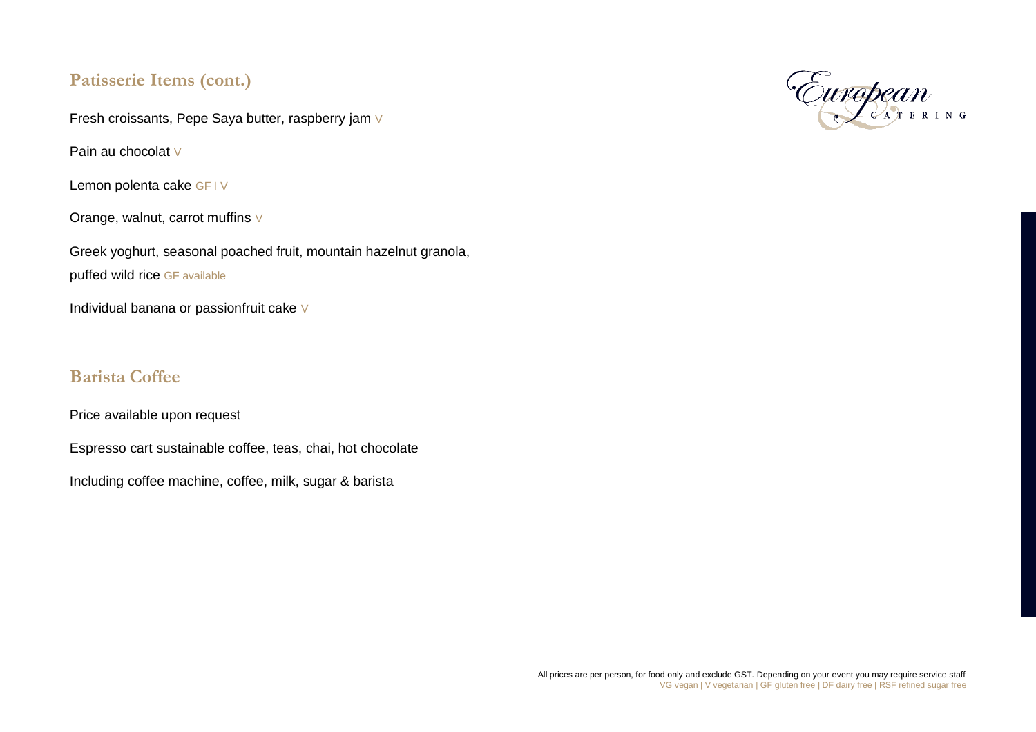## Patisserie Items (cont.)

Fresh croissants, Pepe Saya butter, raspberry jam V

Pain au chocolat V

Lemon polenta cake GF I V

Orange, walnut, carrot muffins V

Greek yoghurt, seasonal poached fruit, mountain hazelnut granola, puffed wild rice GF available

Individual banana or passionfruit cake V

## Barista Coffee

Price available upon request

Espresso cart sustainable coffee, teas, chai, hot chocolate

Including coffee machine, coffee, milk, sugar & barista

All prices are per person, for food only and exclude GST. Depending on your event you may require service staff
VG vegan | V vegetarian | GF gluten free | DF dairy free | RSF refined sugar free